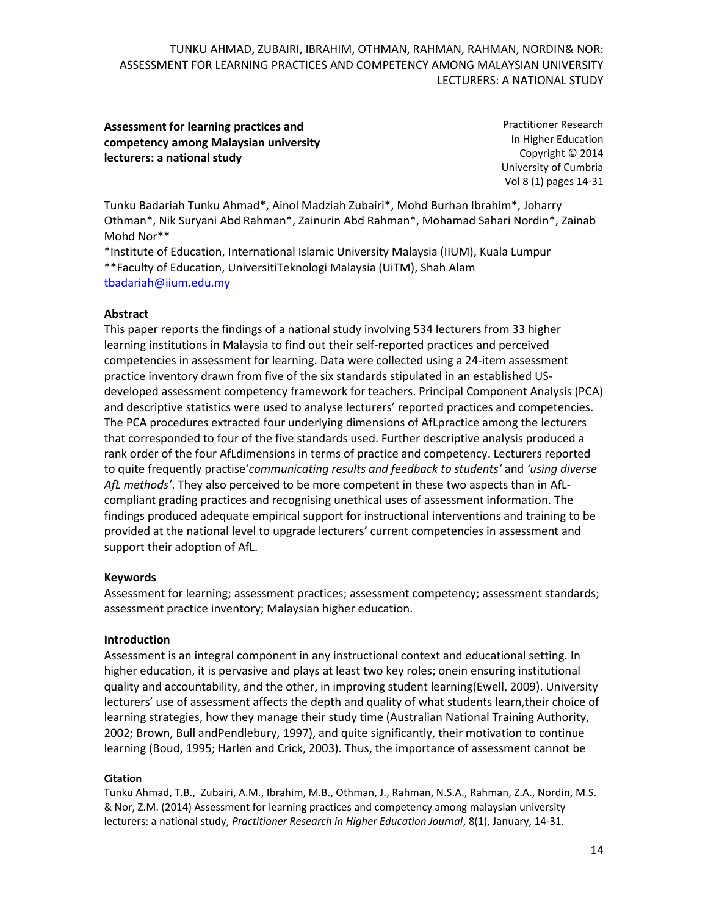**Assessment for learning practices and competency among Malaysian university lecturers: a national study**

Practitioner Research
In Higher Education
Copyright © 2014
University of Cumbria
Vol 8 (1) pages 14-31

Tunku Badariah Tunku Ahmad*, Ainol Madziah Zubairi*, Mohd Burhan Ibrahim*, Joharry Othman*, Nik Suryani Abd Rahman*, Zainurin Abd Rahman*, Mohamad Sahari Nordin*, Zainab Mohd Nor**
*Institute of Education, International Islamic University Malaysia (IIUM), Kuala Lumpur
**Faculty of Education, UniversitiTeknologi Malaysia (UiTM), Shah Alam
tbadariah@iium.edu.my

## Abstract

This paper reports the findings of a national study involving 534 lecturers from 33 higher learning institutions in Malaysia to find out their self-reported practices and perceived competencies in assessment for learning. Data were collected using a 24-item assessment practice inventory drawn from five of the six standards stipulated in an established US-developed assessment competency framework for teachers. Principal Component Analysis (PCA) and descriptive statistics were used to analyse lecturers' reported practices and competencies. The PCA procedures extracted four underlying dimensions of AfLpractice among the lecturers that corresponded to four of the five standards used. Further descriptive analysis produced a rank order of the four AfLdimensions in terms of practice and competency. Lecturers reported to quite frequently practise*'communicating results and feedback to students'* and *'using diverse AfL methods'*. They also perceived to be more competent in these two aspects than in AfL-compliant grading practices and recognising unethical uses of assessment information. The findings produced adequate empirical support for instructional interventions and training to be provided at the national level to upgrade lecturers' current competencies in assessment and support their adoption of AfL.

## Keywords

Assessment for learning; assessment practices; assessment competency; assessment standards; assessment practice inventory; Malaysian higher education.

## Introduction

Assessment is an integral component in any instructional context and educational setting. In higher education, it is pervasive and plays at least two key roles; onein ensuring institutional quality and accountability, and the other, in improving student learning(Ewell, 2009). University lecturers' use of assessment affects the depth and quality of what students learn,their choice of learning strategies, how they manage their study time (Australian National Training Authority, 2002; Brown, Bull andPendlebury, 1997), and quite significantly, their motivation to continue learning (Boud, 1995; Harlen and Crick, 2003). Thus, the importance of assessment cannot be

**Citation**

Tunku Ahmad, T.B., Zubairi, A.M., Ibrahim, M.B., Othman, J., Rahman, N.S.A., Rahman, Z.A., Nordin, M.S. & Nor, Z.M. (2014) Assessment for learning practices and competency among malaysian university lecturers: a national study, *Practitioner Research in Higher Education Journal*, 8(1), January, 14-31.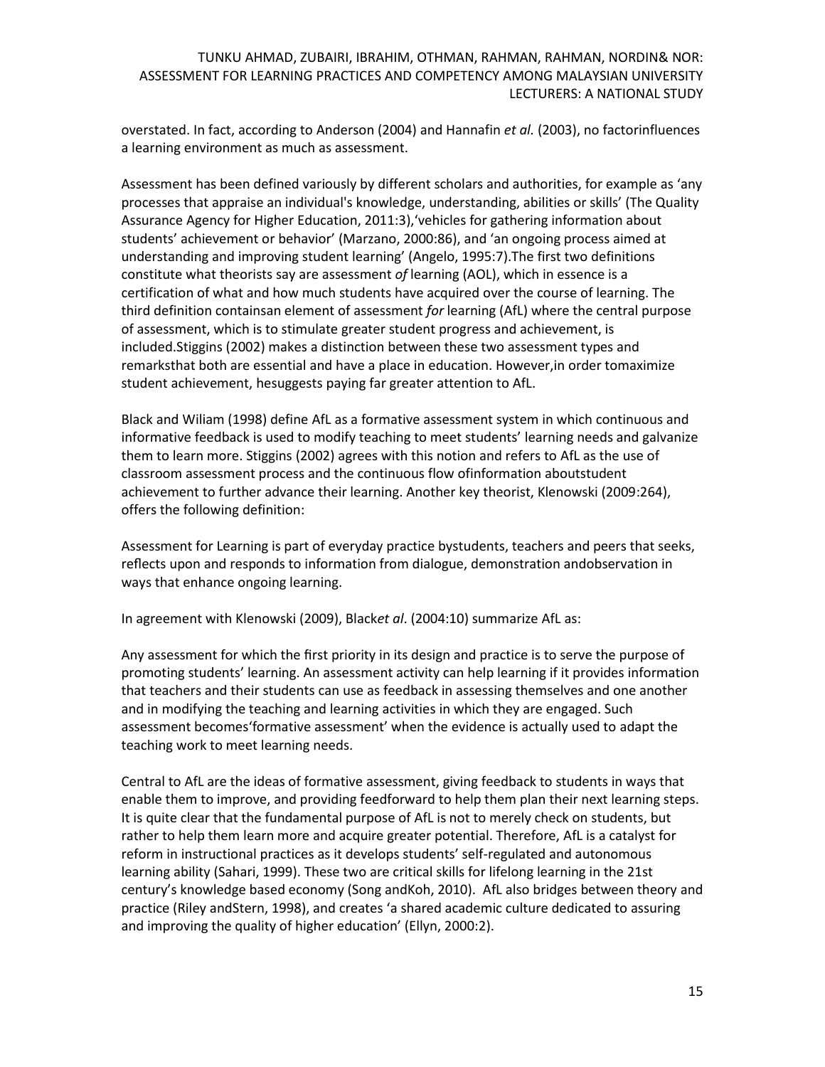overstated. In fact, according to Anderson (2004) and Hannafin *et al.* (2003), no factorinfluences a learning environment as much as assessment.

Assessment has been defined variously by different scholars and authorities, for example as 'any processes that appraise an individual's knowledge, understanding, abilities or skills' (The Quality Assurance Agency for Higher Education, 2011:3),'vehicles for gathering information about students' achievement or behavior' (Marzano, 2000:86), and 'an ongoing process aimed at understanding and improving student learning' (Angelo, 1995:7).The first two definitions constitute what theorists say are assessment *of* learning (AOL), which in essence is a certification of what and how much students have acquired over the course of learning. The third definition containsan element of assessment *for* learning (AfL) where the central purpose of assessment, which is to stimulate greater student progress and achievement, is included.Stiggins (2002) makes a distinction between these two assessment types and remarksthat both are essential and have a place in education. However,in order tomaximize student achievement, hesuggests paying far greater attention to AfL.

Black and Wiliam (1998) define AfL as a formative assessment system in which continuous and informative feedback is used to modify teaching to meet students' learning needs and galvanize them to learn more. Stiggins (2002) agrees with this notion and refers to AfL as the use of classroom assessment process and the continuous flow ofinformation aboutstudent achievement to further advance their learning. Another key theorist, Klenowski (2009:264), offers the following definition:

Assessment for Learning is part of everyday practice bystudents, teachers and peers that seeks, reflects upon and responds to information from dialogue, demonstration andobservation in ways that enhance ongoing learning.

In agreement with Klenowski (2009), Black*et al*. (2004:10) summarize AfL as:

Any assessment for which the first priority in its design and practice is to serve the purpose of promoting students' learning. An assessment activity can help learning if it provides information that teachers and their students can use as feedback in assessing themselves and one another and in modifying the teaching and learning activities in which they are engaged. Such assessment becomes'formative assessment' when the evidence is actually used to adapt the teaching work to meet learning needs.

Central to AfL are the ideas of formative assessment, giving feedback to students in ways that enable them to improve, and providing feedforward to help them plan their next learning steps. It is quite clear that the fundamental purpose of AfL is not to merely check on students, but rather to help them learn more and acquire greater potential. Therefore, AfL is a catalyst for reform in instructional practices as it develops students' self-regulated and autonomous learning ability (Sahari, 1999). These two are critical skills for lifelong learning in the 21st century's knowledge based economy (Song andKoh, 2010). AfL also bridges between theory and practice (Riley andStern, 1998), and creates 'a shared academic culture dedicated to assuring and improving the quality of higher education' (Ellyn, 2000:2).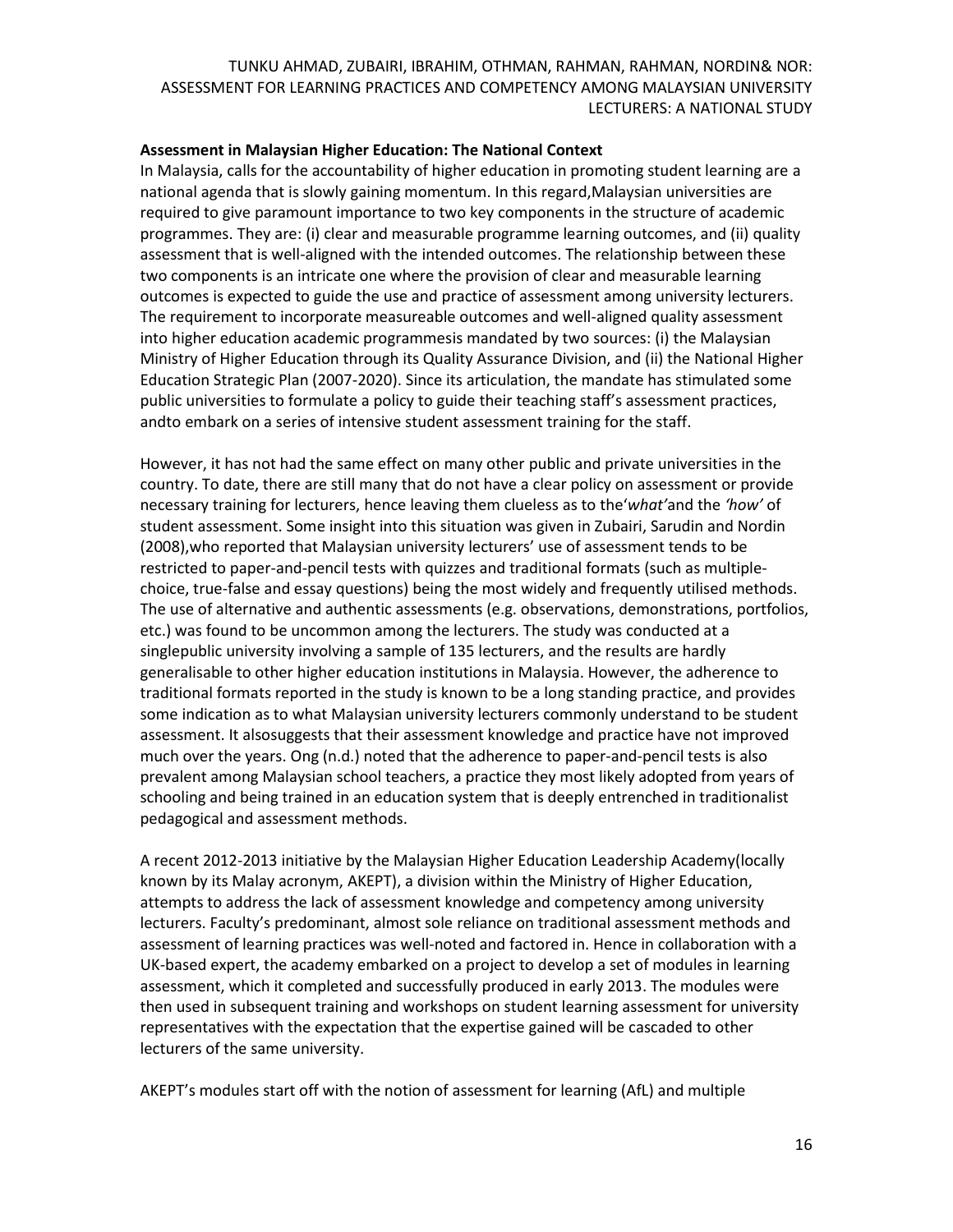### Assessment in Malaysian Higher Education: The National Context

In Malaysia, calls for the accountability of higher education in promoting student learning are a national agenda that is slowly gaining momentum. In this regard,Malaysian universities are required to give paramount importance to two key components in the structure of academic programmes. They are: (i) clear and measurable programme learning outcomes, and (ii) quality assessment that is well-aligned with the intended outcomes. The relationship between these two components is an intricate one where the provision of clear and measurable learning outcomes is expected to guide the use and practice of assessment among university lecturers. The requirement to incorporate measureable outcomes and well-aligned quality assessment into higher education academic programmesis mandated by two sources: (i) the Malaysian Ministry of Higher Education through its Quality Assurance Division, and (ii) the National Higher Education Strategic Plan (2007-2020). Since its articulation, the mandate has stimulated some public universities to formulate a policy to guide their teaching staff's assessment practices, andto embark on a series of intensive student assessment training for the staff.

However, it has not had the same effect on many other public and private universities in the country. To date, there are still many that do not have a clear policy on assessment or provide necessary training for lecturers, hence leaving them clueless as to the'*what'*and the *'how'* of student assessment. Some insight into this situation was given in Zubairi, Sarudin and Nordin (2008),who reported that Malaysian university lecturers' use of assessment tends to be restricted to paper-and-pencil tests with quizzes and traditional formats (such as multiple-choice, true-false and essay questions) being the most widely and frequently utilised methods. The use of alternative and authentic assessments (e.g. observations, demonstrations, portfolios, etc.) was found to be uncommon among the lecturers. The study was conducted at a singlepublic university involving a sample of 135 lecturers, and the results are hardly generalisable to other higher education institutions in Malaysia. However, the adherence to traditional formats reported in the study is known to be a long standing practice, and provides some indication as to what Malaysian university lecturers commonly understand to be student assessment. It alsosuggests that their assessment knowledge and practice have not improved much over the years. Ong (n.d.) noted that the adherence to paper-and-pencil tests is also prevalent among Malaysian school teachers, a practice they most likely adopted from years of schooling and being trained in an education system that is deeply entrenched in traditionalist pedagogical and assessment methods.

A recent 2012-2013 initiative by the Malaysian Higher Education Leadership Academy(locally known by its Malay acronym, AKEPT), a division within the Ministry of Higher Education, attempts to address the lack of assessment knowledge and competency among university lecturers. Faculty's predominant, almost sole reliance on traditional assessment methods and assessment of learning practices was well-noted and factored in. Hence in collaboration with a UK-based expert, the academy embarked on a project to develop a set of modules in learning assessment, which it completed and successfully produced in early 2013. The modules were then used in subsequent training and workshops on student learning assessment for university representatives with the expectation that the expertise gained will be cascaded to other lecturers of the same university.

AKEPT's modules start off with the notion of assessment for learning (AfL) and multiple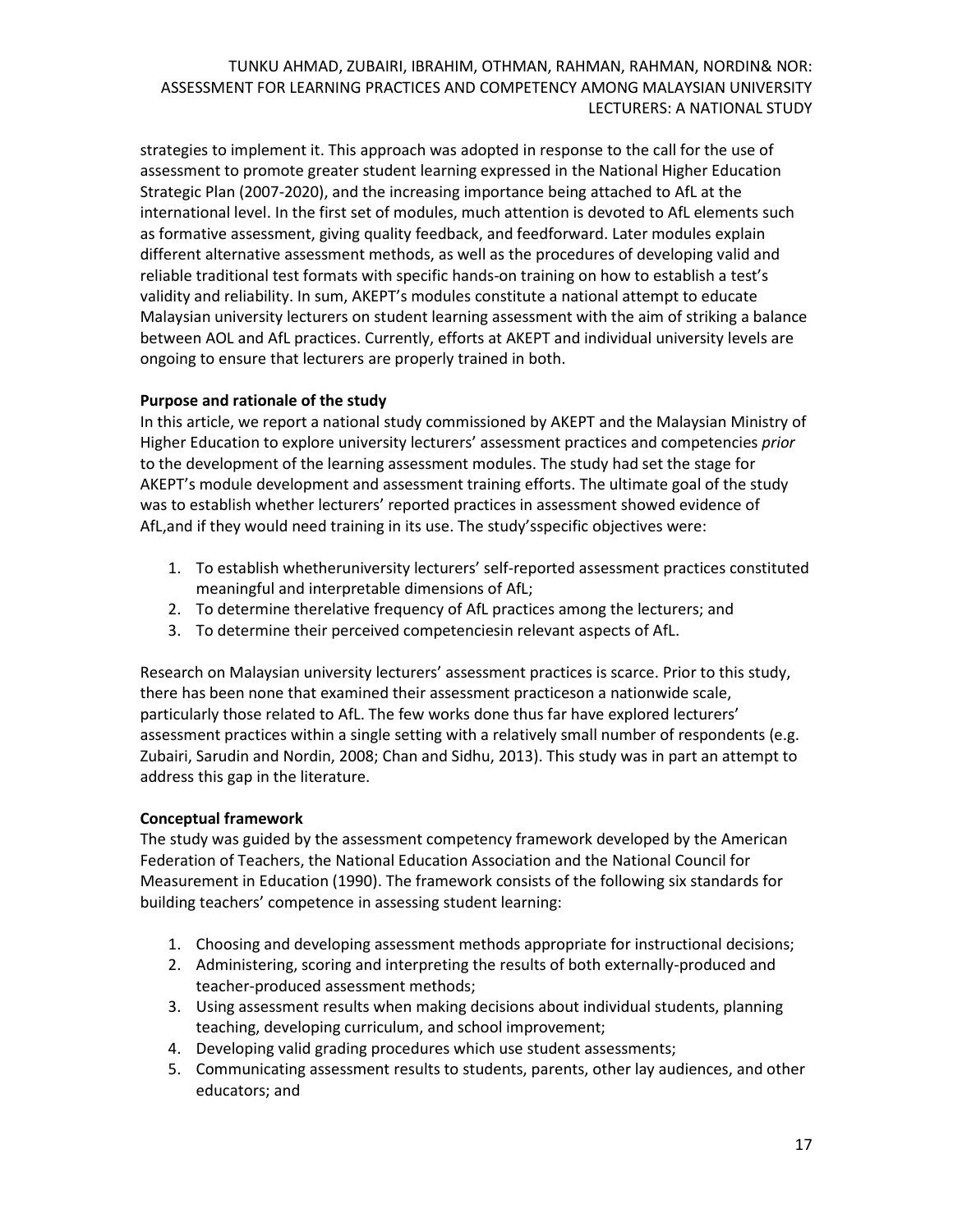strategies to implement it. This approach was adopted in response to the call for the use of assessment to promote greater student learning expressed in the National Higher Education Strategic Plan (2007-2020), and the increasing importance being attached to AfL at the international level. In the first set of modules, much attention is devoted to AfL elements such as formative assessment, giving quality feedback, and feedforward. Later modules explain different alternative assessment methods, as well as the procedures of developing valid and reliable traditional test formats with specific hands-on training on how to establish a test's validity and reliability. In sum, AKEPT's modules constitute a national attempt to educate Malaysian university lecturers on student learning assessment with the aim of striking a balance between AOL and AfL practices. Currently, efforts at AKEPT and individual university levels are ongoing to ensure that lecturers are properly trained in both.

**Purpose and rationale of the study**

In this article, we report a national study commissioned by AKEPT and the Malaysian Ministry of Higher Education to explore university lecturers' assessment practices and competencies *prior* to the development of the learning assessment modules. The study had set the stage for AKEPT's module development and assessment training efforts. The ultimate goal of the study was to establish whether lecturers' reported practices in assessment showed evidence of AfL,and if they would need training in its use. The study'sspecific objectives were:

1. To establish whetheruniversity lecturers' self-reported assessment practices constituted meaningful and interpretable dimensions of AfL;
2. To determine therelative frequency of AfL practices among the lecturers; and
3. To determine their perceived competenciesin relevant aspects of AfL.

Research on Malaysian university lecturers' assessment practices is scarce. Prior to this study, there has been none that examined their assessment practiceson a nationwide scale, particularly those related to AfL. The few works done thus far have explored lecturers' assessment practices within a single setting with a relatively small number of respondents (e.g. Zubairi, Sarudin and Nordin, 2008; Chan and Sidhu, 2013). This study was in part an attempt to address this gap in the literature.

**Conceptual framework**

The study was guided by the assessment competency framework developed by the American Federation of Teachers, the National Education Association and the National Council for Measurement in Education (1990). The framework consists of the following six standards for building teachers' competence in assessing student learning:

1. Choosing and developing assessment methods appropriate for instructional decisions;
2. Administering, scoring and interpreting the results of both externally-produced and teacher-produced assessment methods;
3. Using assessment results when making decisions about individual students, planning teaching, developing curriculum, and school improvement;
4. Developing valid grading procedures which use student assessments;
5. Communicating assessment results to students, parents, other lay audiences, and other educators; and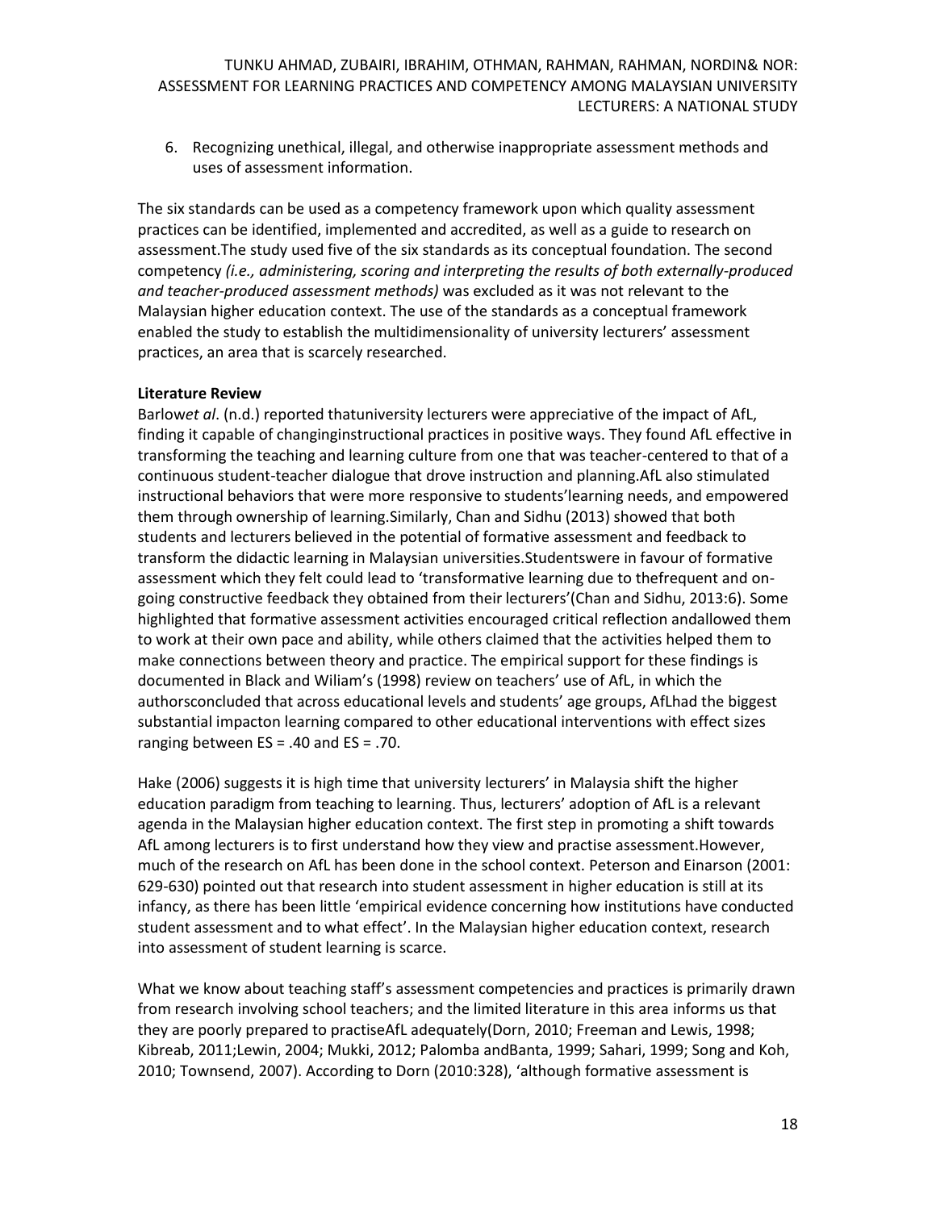6. Recognizing unethical, illegal, and otherwise inappropriate assessment methods and uses of assessment information.

The six standards can be used as a competency framework upon which quality assessment practices can be identified, implemented and accredited, as well as a guide to research on assessment.The study used five of the six standards as its conceptual foundation. The second competency *(i.e., administering, scoring and interpreting the results of both externally-produced and teacher-produced assessment methods)* was excluded as it was not relevant to the Malaysian higher education context. The use of the standards as a conceptual framework enabled the study to establish the multidimensionality of university lecturers' assessment practices, an area that is scarcely researched.

**Literature Review**

Barlow*et al*. (n.d.) reported thatuniversity lecturers were appreciative of the impact of AfL, finding it capable of changinginstructional practices in positive ways. They found AfL effective in transforming the teaching and learning culture from one that was teacher-centered to that of a continuous student-teacher dialogue that drove instruction and planning.AfL also stimulated instructional behaviors that were more responsive to students'learning needs, and empowered them through ownership of learning.Similarly, Chan and Sidhu (2013) showed that both students and lecturers believed in the potential of formative assessment and feedback to transform the didactic learning in Malaysian universities.Studentswere in favour of formative assessment which they felt could lead to 'transformative learning due to thefrequent and on-going constructive feedback they obtained from their lecturers'(Chan and Sidhu, 2013:6). Some highlighted that formative assessment activities encouraged critical reflection andallowed them to work at their own pace and ability, while others claimed that the activities helped them to make connections between theory and practice. The empirical support for these findings is documented in Black and Wiliam's (1998) review on teachers' use of AfL, in which the authorsconcluded that across educational levels and students' age groups, AfLhad the biggest substantial impacton learning compared to other educational interventions with effect sizes ranging between ES = .40 and ES = .70.

Hake (2006) suggests it is high time that university lecturers' in Malaysia shift the higher education paradigm from teaching to learning. Thus, lecturers' adoption of AfL is a relevant agenda in the Malaysian higher education context. The first step in promoting a shift towards AfL among lecturers is to first understand how they view and practise assessment.However, much of the research on AfL has been done in the school context. Peterson and Einarson (2001: 629-630) pointed out that research into student assessment in higher education is still at its infancy, as there has been little 'empirical evidence concerning how institutions have conducted student assessment and to what effect'. In the Malaysian higher education context, research into assessment of student learning is scarce.

What we know about teaching staff's assessment competencies and practices is primarily drawn from research involving school teachers; and the limited literature in this area informs us that they are poorly prepared to practiseAfL adequately(Dorn, 2010; Freeman and Lewis, 1998; Kibreab, 2011;Lewin, 2004; Mukki, 2012; Palomba andBanta, 1999; Sahari, 1999; Song and Koh, 2010; Townsend, 2007). According to Dorn (2010:328), 'although formative assessment is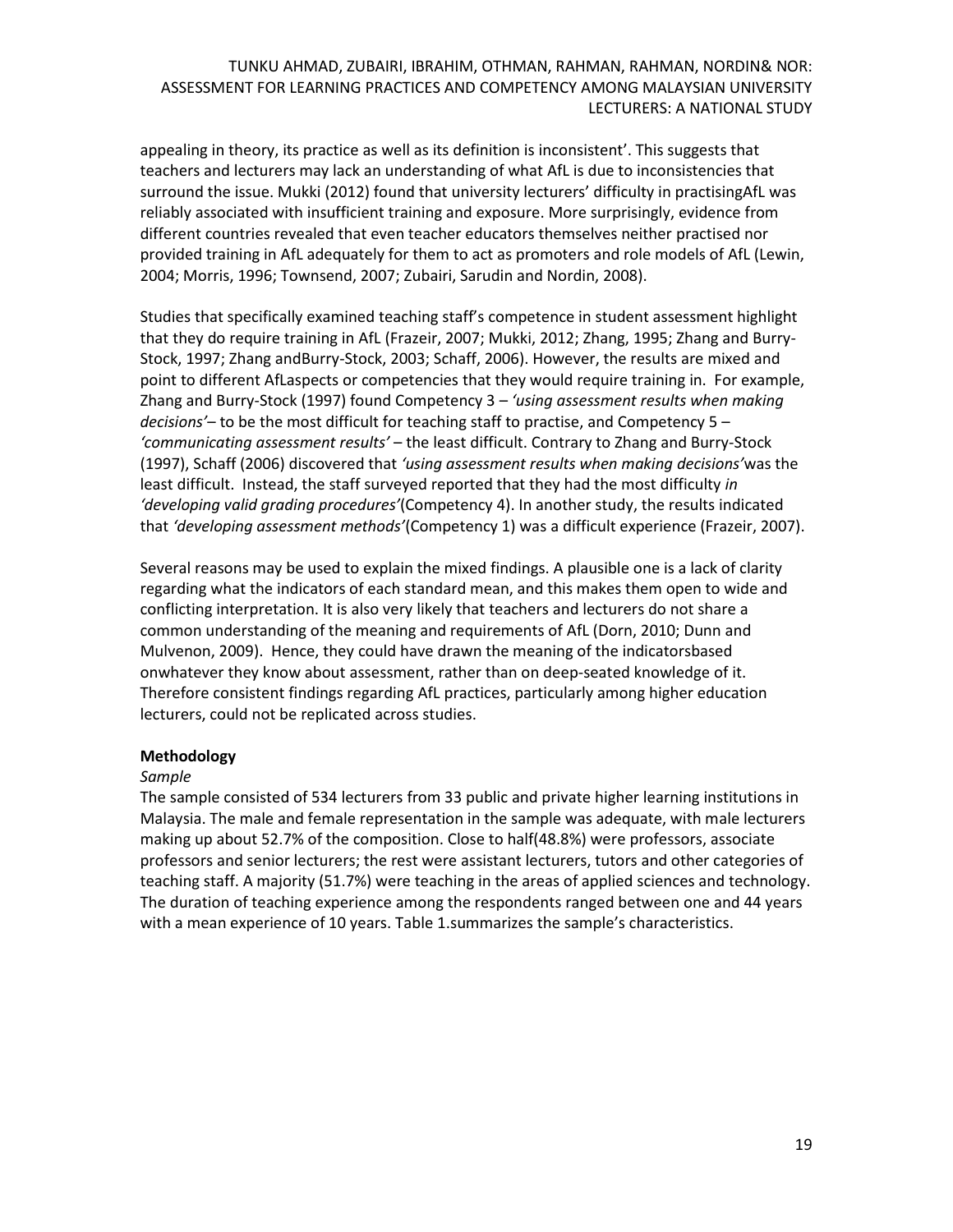appealing in theory, its practice as well as its definition is inconsistent'. This suggests that teachers and lecturers may lack an understanding of what AfL is due to inconsistencies that surround the issue. Mukki (2012) found that university lecturers' difficulty in practisingAfL was reliably associated with insufficient training and exposure. More surprisingly, evidence from different countries revealed that even teacher educators themselves neither practised nor provided training in AfL adequately for them to act as promoters and role models of AfL (Lewin, 2004; Morris, 1996; Townsend, 2007; Zubairi, Sarudin and Nordin, 2008).

Studies that specifically examined teaching staff's competence in student assessment highlight that they do require training in AfL (Frazeir, 2007; Mukki, 2012; Zhang, 1995; Zhang and Burry-Stock, 1997; Zhang andBurry-Stock, 2003; Schaff, 2006). However, the results are mixed and point to different AfLaspects or competencies that they would require training in. For example, Zhang and Burry-Stock (1997) found Competency 3 – *'using assessment results when making decisions'*– to be the most difficult for teaching staff to practise, and Competency 5 – *'communicating assessment results'* – the least difficult. Contrary to Zhang and Burry-Stock (1997), Schaff (2006) discovered that *'using assessment results when making decisions'*was the least difficult. Instead, the staff surveyed reported that they had the most difficulty *in 'developing valid grading procedures'*(Competency 4). In another study, the results indicated that *'developing assessment methods'*(Competency 1) was a difficult experience (Frazeir, 2007).

Several reasons may be used to explain the mixed findings. A plausible one is a lack of clarity regarding what the indicators of each standard mean, and this makes them open to wide and conflicting interpretation. It is also very likely that teachers and lecturers do not share a common understanding of the meaning and requirements of AfL (Dorn, 2010; Dunn and Mulvenon, 2009). Hence, they could have drawn the meaning of the indicatorsbased onwhatever they know about assessment, rather than on deep-seated knowledge of it. Therefore consistent findings regarding AfL practices, particularly among higher education lecturers, could not be replicated across studies.

## Methodology

*Sample*

The sample consisted of 534 lecturers from 33 public and private higher learning institutions in Malaysia. The male and female representation in the sample was adequate, with male lecturers making up about 52.7% of the composition. Close to half(48.8%) were professors, associate professors and senior lecturers; the rest were assistant lecturers, tutors and other categories of teaching staff. A majority (51.7%) were teaching in the areas of applied sciences and technology. The duration of teaching experience among the respondents ranged between one and 44 years with a mean experience of 10 years. Table 1.summarizes the sample's characteristics.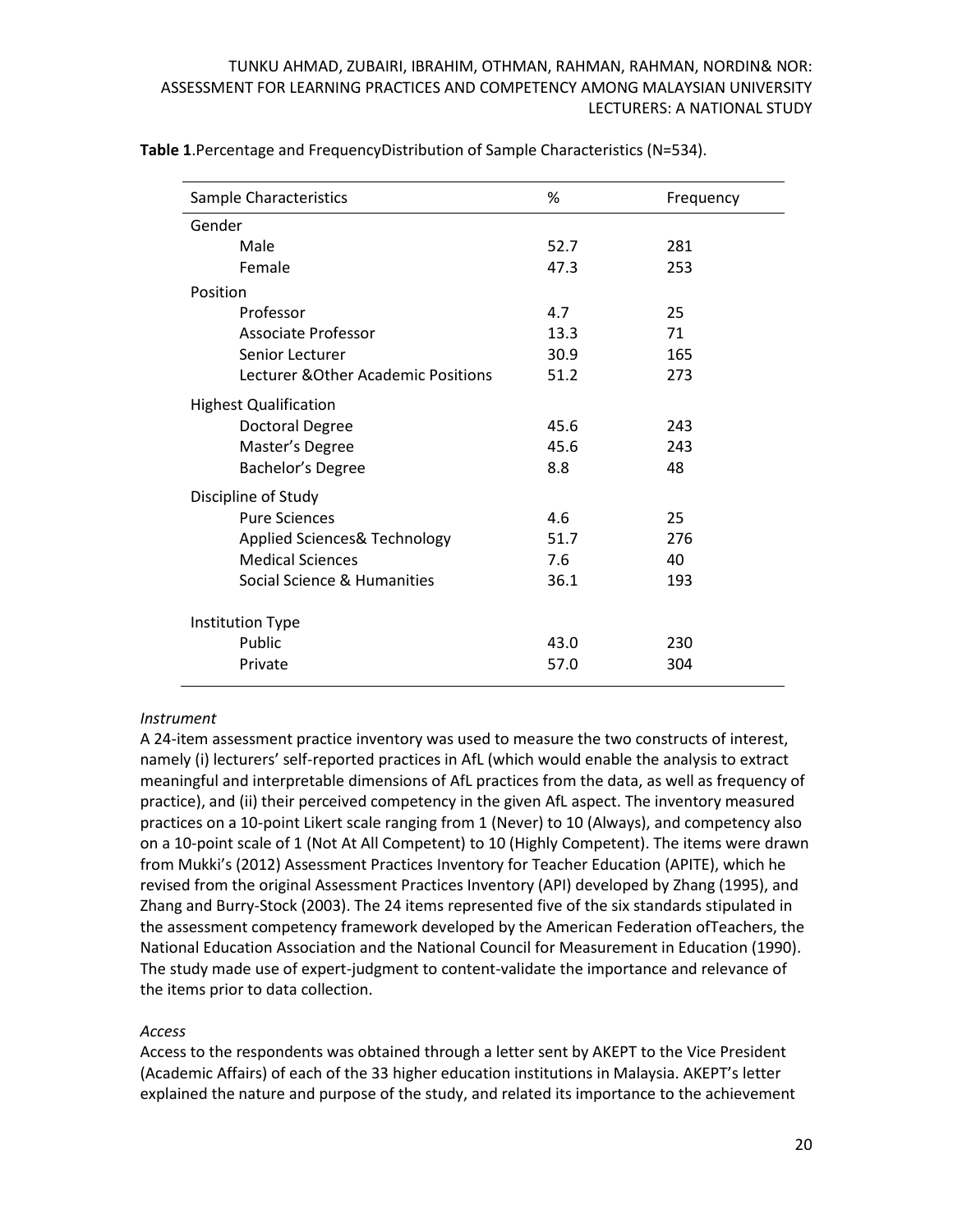**Table 1**.Percentage and FrequencyDistribution of Sample Characteristics (N=534).

| Sample Characteristics | % | Frequency |
|---|---|---|
| Gender | | |
| Male | 52.7 | 281 |
| Female | 47.3 | 253 |
| Position | | |
| Professor | 4.7 | 25 |
| Associate Professor | 13.3 | 71 |
| Senior Lecturer | 30.9 | 165 |
| Lecturer &Other Academic Positions | 51.2 | 273 |
| Highest Qualification | | |
| Doctoral Degree | 45.6 | 243 |
| Master's Degree | 45.6 | 243 |
| Bachelor's Degree | 8.8 | 48 |
| Discipline of Study | | |
| Pure Sciences | 4.6 | 25 |
| Applied Sciences& Technology | 51.7 | 276 |
| Medical Sciences | 7.6 | 40 |
| Social Science & Humanities | 36.1 | 193 |
| Institution Type | | |
| Public | 43.0 | 230 |
| Private | 57.0 | 304 |

*Instrument*

A 24-item assessment practice inventory was used to measure the two constructs of interest, namely (i) lecturers' self-reported practices in AfL (which would enable the analysis to extract meaningful and interpretable dimensions of AfL practices from the data, as well as frequency of practice), and (ii) their perceived competency in the given AfL aspect. The inventory measured practices on a 10-point Likert scale ranging from 1 (Never) to 10 (Always), and competency also on a 10-point scale of 1 (Not At All Competent) to 10 (Highly Competent). The items were drawn from Mukki's (2012) Assessment Practices Inventory for Teacher Education (APITE), which he revised from the original Assessment Practices Inventory (API) developed by Zhang (1995), and Zhang and Burry-Stock (2003). The 24 items represented five of the six standards stipulated in the assessment competency framework developed by the American Federation ofTeachers, the National Education Association and the National Council for Measurement in Education (1990). The study made use of expert-judgment to content-validate the importance and relevance of the items prior to data collection.

*Access*

Access to the respondents was obtained through a letter sent by AKEPT to the Vice President (Academic Affairs) of each of the 33 higher education institutions in Malaysia. AKEPT's letter explained the nature and purpose of the study, and related its importance to the achievement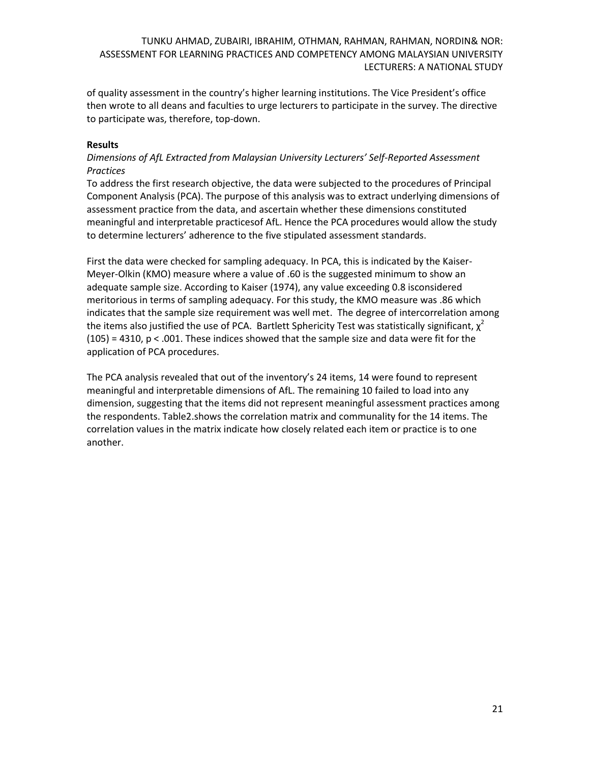of quality assessment in the country's higher learning institutions. The Vice President's office then wrote to all deans and faculties to urge lecturers to participate in the survey. The directive to participate was, therefore, top-down.

## Results

*Dimensions of AfL Extracted from Malaysian University Lecturers' Self-Reported Assessment Practices*

To address the first research objective, the data were subjected to the procedures of Principal Component Analysis (PCA). The purpose of this analysis was to extract underlying dimensions of assessment practice from the data, and ascertain whether these dimensions constituted meaningful and interpretable practicesof AfL. Hence the PCA procedures would allow the study to determine lecturers' adherence to the five stipulated assessment standards.

First the data were checked for sampling adequacy. In PCA, this is indicated by the Kaiser-Meyer-Olkin (KMO) measure where a value of .60 is the suggested minimum to show an adequate sample size. According to Kaiser (1974), any value exceeding 0.8 isconsidered meritorious in terms of sampling adequacy. For this study, the KMO measure was .86 which indicates that the sample size requirement was well met. The degree of intercorrelation among the items also justified the use of PCA. Bartlett Sphericity Test was statistically significant, $\chi^2$ (105) = 4310, $p < .001$. These indices showed that the sample size and data were fit for the application of PCA procedures.

The PCA analysis revealed that out of the inventory's 24 items, 14 were found to represent meaningful and interpretable dimensions of AfL. The remaining 10 failed to load into any dimension, suggesting that the items did not represent meaningful assessment practices among the respondents. Table2.shows the correlation matrix and communality for the 14 items. The correlation values in the matrix indicate how closely related each item or practice is to one another.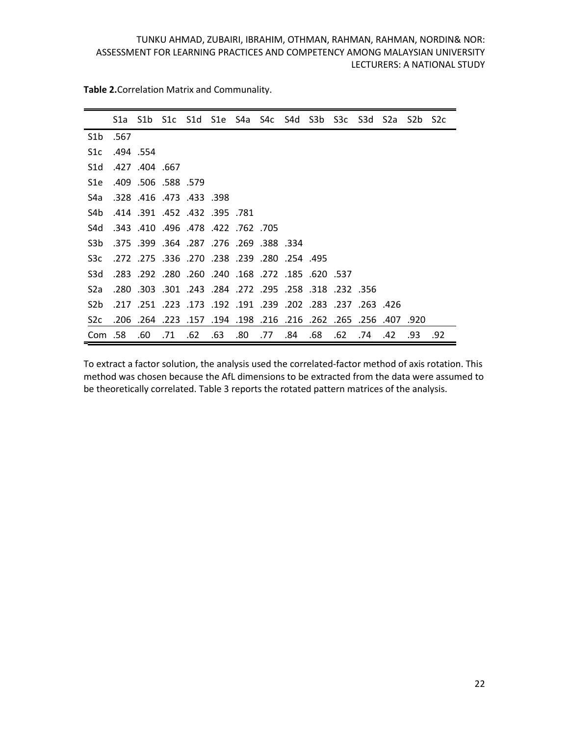**Table 2.** Correlation Matrix and Communality.

| | S1a | S1b | S1c | S1d | S1e | S4a | S4c | S4d | S3b | S3c | S3d | S2a | S2b | S2c |
|---|---|---|---|---|---|---|---|---|---|---|---|---|---|---|
| S1b | .567 | | | | | | | | | | | | | |
| S1c | .494 | .554 | | | | | | | | | | | | |
| S1d | .427 | .404 | .667 | | | | | | | | | | | |
| S1e | .409 | .506 | .588 | .579 | | | | | | | | | | |
| S4a | .328 | .416 | .473 | .433 | .398 | | | | | | | | | |
| S4b | .414 | .391 | .452 | .432 | .395 | .781 | | | | | | | | |
| S4d | .343 | .410 | .496 | .478 | .422 | .762 | .705 | | | | | | | |
| S3b | .375 | .399 | .364 | .287 | .276 | .269 | .388 | .334 | | | | | | |
| S3c | .272 | .275 | .336 | .270 | .238 | .239 | .280 | .254 | .495 | | | | | |
| S3d | .283 | .292 | .280 | .260 | .240 | .168 | .272 | .185 | .620 | .537 | | | | |
| S2a | .280 | .303 | .301 | .243 | .284 | .272 | .295 | .258 | .318 | .232 | .356 | | | |
| S2b | .217 | .251 | .223 | .173 | .192 | .191 | .239 | .202 | .283 | .237 | .263 | .426 | | |
| S2c | .206 | .264 | .223 | .157 | .194 | .198 | .216 | .216 | .262 | .265 | .256 | .407 | .920 | |
| Com | .58 | .60 | .71 | .62 | .63 | .80 | .77 | .84 | .68 | .62 | .74 | .42 | .93 | .92 |

To extract a factor solution, the analysis used the correlated-factor method of axis rotation. This method was chosen because the AfL dimensions to be extracted from the data were assumed to be theoretically correlated. Table 3 reports the rotated pattern matrices of the analysis.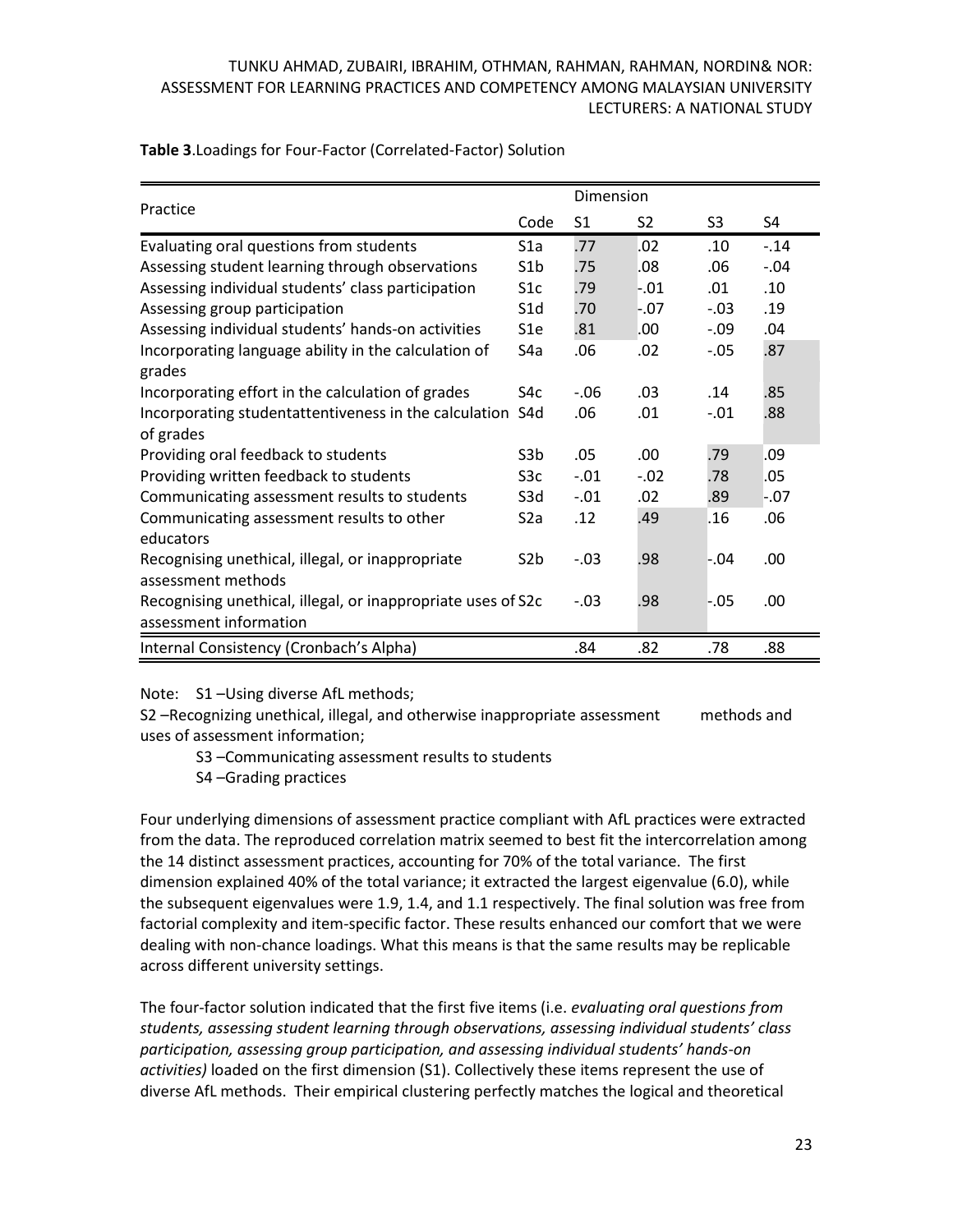**Table 3**.Loadings for Four-Factor (Correlated-Factor) Solution

| Practice | Code | Dimension S1 | S2 | S3 | S4 |
|---|---|---|---|---|---|
| Evaluating oral questions from students | S1a | .77 | .02 | .10 | -.14 |
| Assessing student learning through observations | S1b | .75 | .08 | .06 | -.04 |
| Assessing individual students' class participation | S1c | .79 | -.01 | .01 | .10 |
| Assessing group participation | S1d | .70 | -.07 | -.03 | .19 |
| Assessing individual students' hands-on activities | S1e | .81 | .00 | -.09 | .04 |
| Incorporating language ability in the calculation of grades | S4a | .06 | .02 | -.05 | .87 |
| Incorporating effort in the calculation of grades | S4c | -.06 | .03 | .14 | .85 |
| Incorporating studentattentiveness in the calculation of grades | S4d | .06 | .01 | -.01 | .88 |
| Providing oral feedback to students | S3b | .05 | .00 | .79 | .09 |
| Providing written feedback to students | S3c | -.01 | -.02 | .78 | .05 |
| Communicating assessment results to students | S3d | -.01 | .02 | .89 | -.07 |
| Communicating assessment results to other educators | S2a | .12 | .49 | .16 | .06 |
| Recognising unethical, illegal, or inappropriate assessment methods | S2b | -.03 | .98 | -.04 | .00 |
| Recognising unethical, illegal, or inappropriate uses of assessment information | S2c | -.03 | .98 | -.05 | .00 |
| Internal Consistency (Cronbach's Alpha) | | .84 | .82 | .78 | .88 |

Note: S1 –Using diverse AfL methods;
S2 –Recognizing unethical, illegal, and otherwise inappropriate assessment methods and uses of assessment information;
S3 –Communicating assessment results to students
S4 –Grading practices

Four underlying dimensions of assessment practice compliant with AfL practices were extracted from the data. The reproduced correlation matrix seemed to best fit the intercorrelation among the 14 distinct assessment practices, accounting for 70% of the total variance. The first dimension explained 40% of the total variance; it extracted the largest eigenvalue (6.0), while the subsequent eigenvalues were 1.9, 1.4, and 1.1 respectively. The final solution was free from factorial complexity and item-specific factor. These results enhanced our comfort that we were dealing with non-chance loadings. What this means is that the same results may be replicable across different university settings.

The four-factor solution indicated that the first five items (i.e. *evaluating oral questions from students, assessing student learning through observations, assessing individual students' class participation, assessing group participation, and assessing individual students' hands-on activities)* loaded on the first dimension (S1). Collectively these items represent the use of diverse AfL methods. Their empirical clustering perfectly matches the logical and theoretical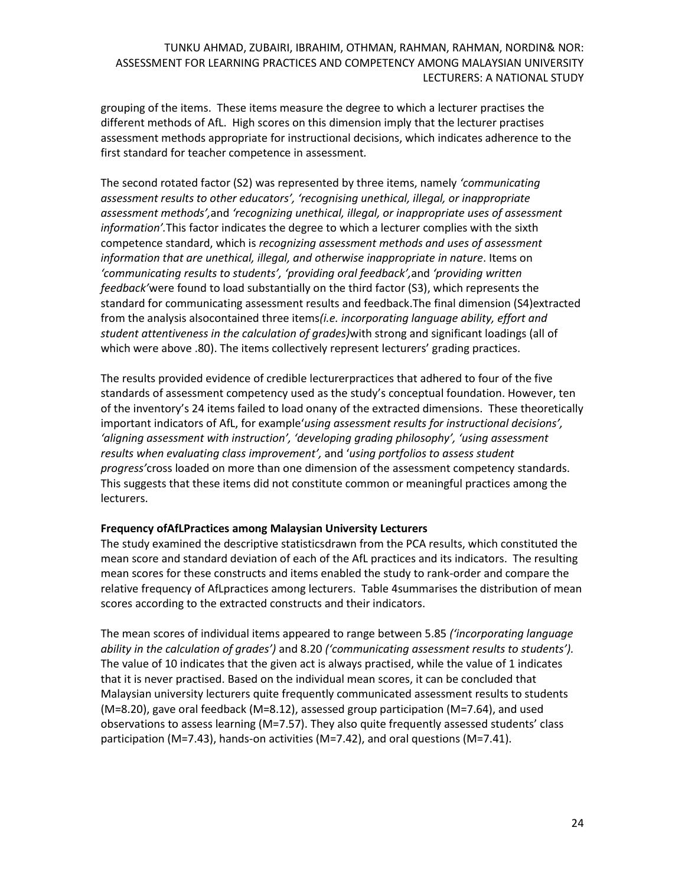grouping of the items. These items measure the degree to which a lecturer practises the different methods of AfL. High scores on this dimension imply that the lecturer practises assessment methods appropriate for instructional decisions, which indicates adherence to the first standard for teacher competence in assessment.

The second rotated factor (S2) was represented by three items, namely *'communicating assessment results to other educators', 'recognising unethical, illegal, or inappropriate assessment methods',*and *'recognizing unethical, illegal, or inappropriate uses of assessment information'*.This factor indicates the degree to which a lecturer complies with the sixth competence standard, which is *recognizing assessment methods and uses of assessment information that are unethical, illegal, and otherwise inappropriate in nature*. Items on *'communicating results to students', 'providing oral feedback',*and *'providing written feedback'*were found to load substantially on the third factor (S3), which represents the standard for communicating assessment results and feedback.The final dimension (S4)extracted from the analysis alsocontained three items*(i.e. incorporating language ability, effort and student attentiveness in the calculation of grades)*with strong and significant loadings (all of which were above .80). The items collectively represent lecturers' grading practices.

The results provided evidence of credible lecturerpractices that adhered to four of the five standards of assessment competency used as the study's conceptual foundation. However, ten of the inventory's 24 items failed to load onany of the extracted dimensions. These theoretically important indicators of AfL, for example*'using assessment results for instructional decisions', 'aligning assessment with instruction', 'developing grading philosophy', 'using assessment results when evaluating class improvement',* and *'using portfolios to assess student progress'*cross loaded on more than one dimension of the assessment competency standards. This suggests that these items did not constitute common or meaningful practices among the lecturers.

**Frequency ofAfLPractices among Malaysian University Lecturers**

The study examined the descriptive statisticsdrawn from the PCA results, which constituted the mean score and standard deviation of each of the AfL practices and its indicators. The resulting mean scores for these constructs and items enabled the study to rank-order and compare the relative frequency of AfLpractices among lecturers. Table 4summarises the distribution of mean scores according to the extracted constructs and their indicators.

The mean scores of individual items appeared to range between 5.85 *('incorporating language ability in the calculation of grades')* and 8.20 *('communicating assessment results to students').* The value of 10 indicates that the given act is always practised, while the value of 1 indicates that it is never practised. Based on the individual mean scores, it can be concluded that Malaysian university lecturers quite frequently communicated assessment results to students (M=8.20), gave oral feedback (M=8.12), assessed group participation (M=7.64), and used observations to assess learning (M=7.57). They also quite frequently assessed students' class participation (M=7.43), hands-on activities (M=7.42), and oral questions (M=7.41).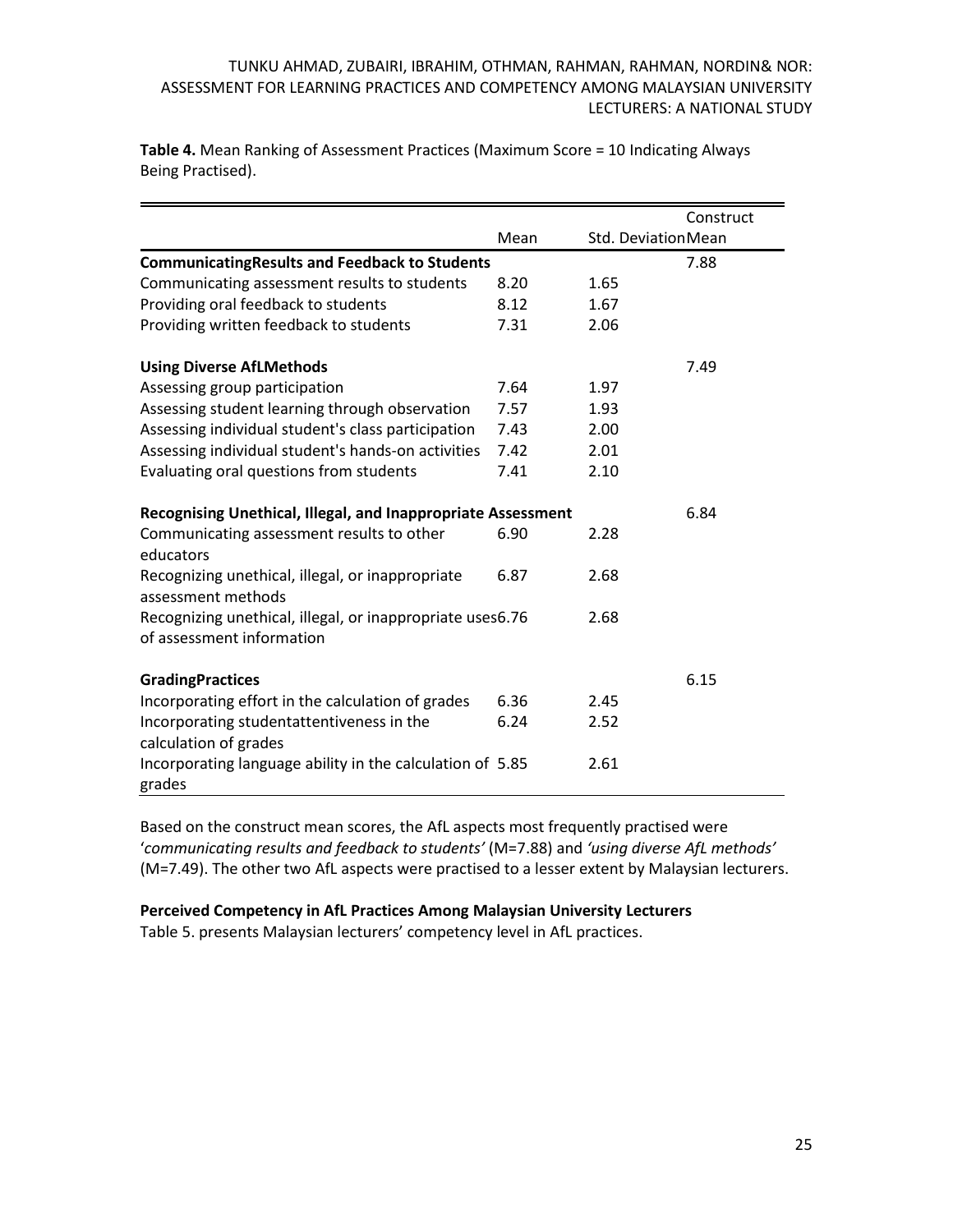**Table 4.** Mean Ranking of Assessment Practices (Maximum Score = 10 Indicating Always Being Practised).

| | Mean | Std. Deviation | Construct Mean |
|---|---|---|---|
| **CommunicatingResults and Feedback to Students** | | | 7.88 |
| Communicating assessment results to students | 8.20 | 1.65 | |
| Providing oral feedback to students | 8.12 | 1.67 | |
| Providing written feedback to students | 7.31 | 2.06 | |
| **Using Diverse AfLMethods** | | | 7.49 |
| Assessing group participation | 7.64 | 1.97 | |
| Assessing student learning through observation | 7.57 | 1.93 | |
| Assessing individual student's class participation | 7.43 | 2.00 | |
| Assessing individual student's hands-on activities | 7.42 | 2.01 | |
| Evaluating oral questions from students | 7.41 | 2.10 | |
| **Recognising Unethical, Illegal, and Inappropriate Assessment** | | | 6.84 |
| Communicating assessment results to other educators | 6.90 | 2.28 | |
| Recognizing unethical, illegal, or inappropriate assessment methods | 6.87 | 2.68 | |
| Recognizing unethical, illegal, or inappropriate uses of assessment information | 6.76 | 2.68 | |
| **GradingPractices** | | | 6.15 |
| Incorporating effort in the calculation of grades | 6.36 | 2.45 | |
| Incorporating studentattentiveness in the calculation of grades | 6.24 | 2.52 | |
| Incorporating language ability in the calculation of grades | 5.85 | 2.61 | |

Based on the construct mean scores, the AfL aspects most frequently practised were '*communicating results and feedback to students'* (M=7.88) and *'using diverse AfL methods'* (M=7.49). The other two AfL aspects were practised to a lesser extent by Malaysian lecturers.

**Perceived Competency in AfL Practices Among Malaysian University Lecturers**

Table 5. presents Malaysian lecturers' competency level in AfL practices.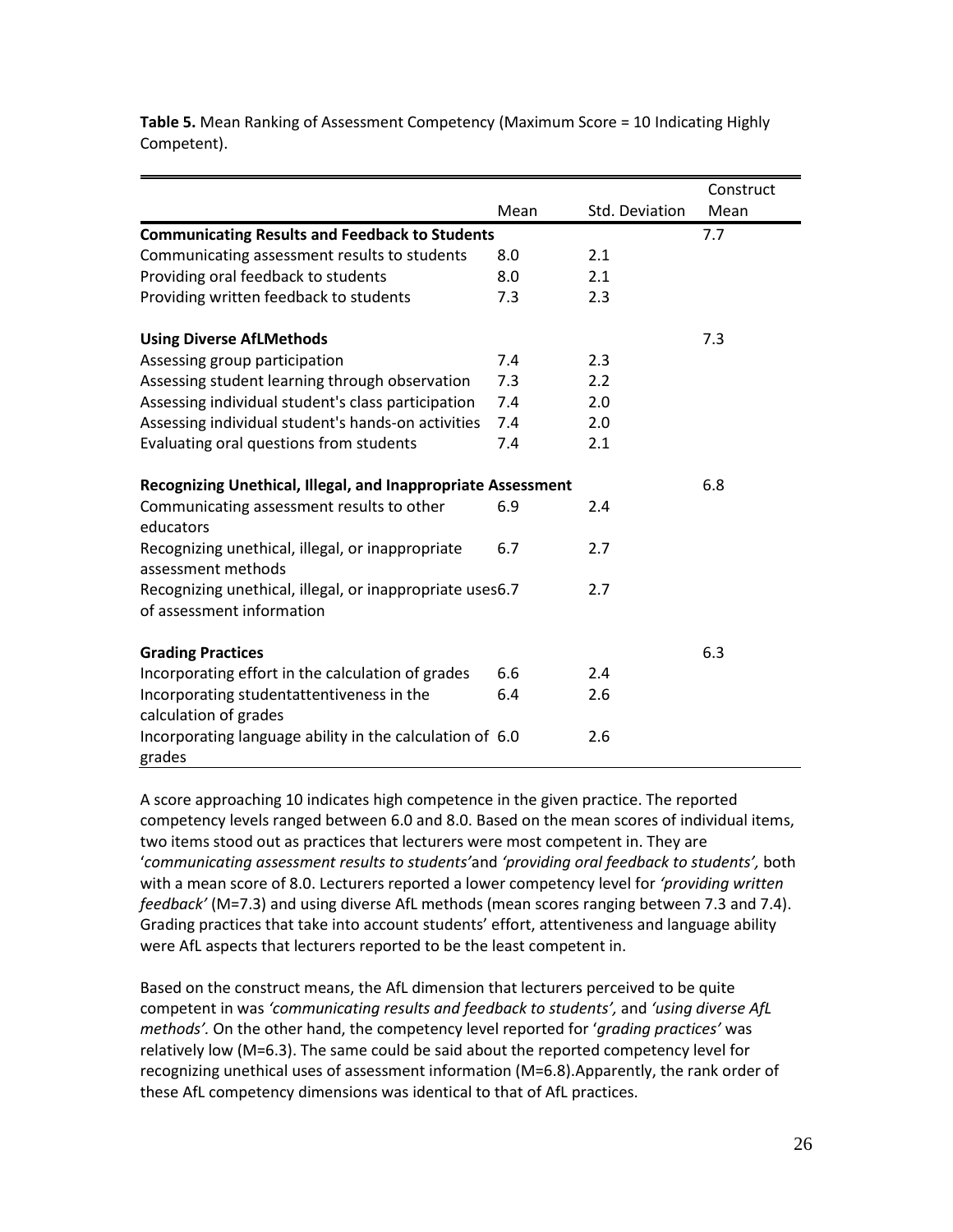**Table 5.** Mean Ranking of Assessment Competency (Maximum Score = 10 Indicating Highly Competent).

| | Mean | Std. Deviation | Construct Mean |
|---|---|---|---|
| **Communicating Results and Feedback to Students** | | | 7.7 |
| Communicating assessment results to students | 8.0 | 2.1 | |
| Providing oral feedback to students | 8.0 | 2.1 | |
| Providing written feedback to students | 7.3 | 2.3 | |
| **Using Diverse AfLMethods** | | | 7.3 |
| Assessing group participation | 7.4 | 2.3 | |
| Assessing student learning through observation | 7.3 | 2.2 | |
| Assessing individual student's class participation | 7.4 | 2.0 | |
| Assessing individual student's hands-on activities | 7.4 | 2.0 | |
| Evaluating oral questions from students | 7.4 | 2.1 | |
| **Recognizing Unethical, Illegal, and Inappropriate Assessment** | | | 6.8 |
| Communicating assessment results to other educators | 6.9 | 2.4 | |
| Recognizing unethical, illegal, or inappropriate assessment methods | 6.7 | 2.7 | |
| Recognizing unethical, illegal, or inappropriate uses of assessment information | 6.7 | 2.7 | |
| **Grading Practices** | | | 6.3 |
| Incorporating effort in the calculation of grades | 6.6 | 2.4 | |
| Incorporating studentattentiveness in the calculation of grades | 6.4 | 2.6 | |
| Incorporating language ability in the calculation of grades | 6.0 | 2.6 | |

A score approaching 10 indicates high competence in the given practice. The reported competency levels ranged between 6.0 and 8.0. Based on the mean scores of individual items, two items stood out as practices that lecturers were most competent in. They are '*communicating assessment results to students'*and *'providing oral feedback to students',* both with a mean score of 8.0. Lecturers reported a lower competency level for *'providing written feedback'* (M=7.3) and using diverse AfL methods (mean scores ranging between 7.3 and 7.4). Grading practices that take into account students' effort, attentiveness and language ability were AfL aspects that lecturers reported to be the least competent in.

Based on the construct means, the AfL dimension that lecturers perceived to be quite competent in was *'communicating results and feedback to students',* and *'using diverse AfL methods'.* On the other hand, the competency level reported for '*grading practices'* was relatively low (M=6.3). The same could be said about the reported competency level for recognizing unethical uses of assessment information (M=6.8).Apparently, the rank order of these AfL competency dimensions was identical to that of AfL practices.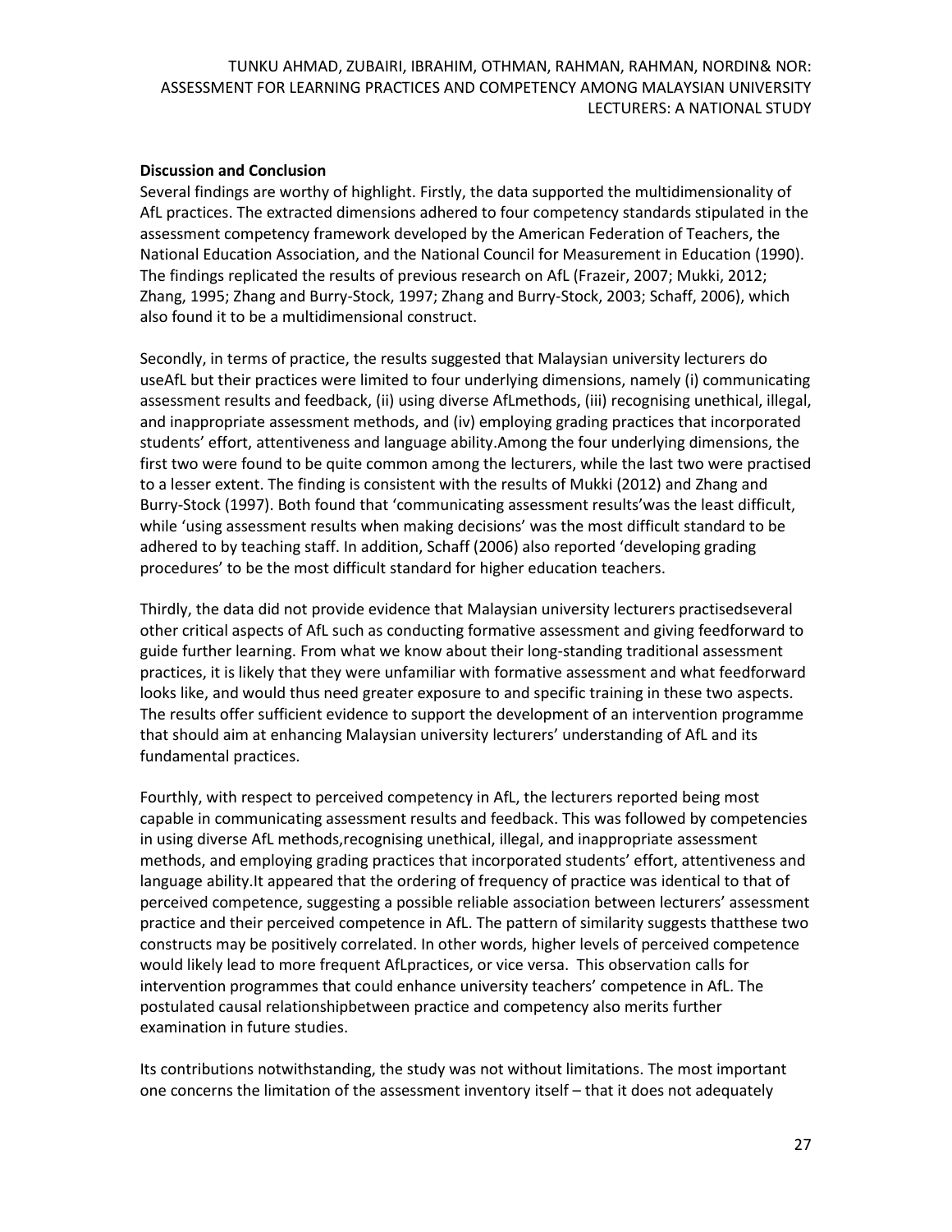**Discussion and Conclusion**

Several findings are worthy of highlight. Firstly, the data supported the multidimensionality of AfL practices. The extracted dimensions adhered to four competency standards stipulated in the assessment competency framework developed by the American Federation of Teachers, the National Education Association, and the National Council for Measurement in Education (1990). The findings replicated the results of previous research on AfL (Frazeir, 2007; Mukki, 2012; Zhang, 1995; Zhang and Burry-Stock, 1997; Zhang and Burry-Stock, 2003; Schaff, 2006), which also found it to be a multidimensional construct.

Secondly, in terms of practice, the results suggested that Malaysian university lecturers do useAfL but their practices were limited to four underlying dimensions, namely (i) communicating assessment results and feedback, (ii) using diverse AfLmethods, (iii) recognising unethical, illegal, and inappropriate assessment methods, and (iv) employing grading practices that incorporated students' effort, attentiveness and language ability.Among the four underlying dimensions, the first two were found to be quite common among the lecturers, while the last two were practised to a lesser extent. The finding is consistent with the results of Mukki (2012) and Zhang and Burry-Stock (1997). Both found that 'communicating assessment results'was the least difficult, while 'using assessment results when making decisions' was the most difficult standard to be adhered to by teaching staff. In addition, Schaff (2006) also reported 'developing grading procedures' to be the most difficult standard for higher education teachers.

Thirdly, the data did not provide evidence that Malaysian university lecturers practisedseveral other critical aspects of AfL such as conducting formative assessment and giving feedforward to guide further learning. From what we know about their long-standing traditional assessment practices, it is likely that they were unfamiliar with formative assessment and what feedforward looks like, and would thus need greater exposure to and specific training in these two aspects. The results offer sufficient evidence to support the development of an intervention programme that should aim at enhancing Malaysian university lecturers' understanding of AfL and its fundamental practices.

Fourthly, with respect to perceived competency in AfL, the lecturers reported being most capable in communicating assessment results and feedback. This was followed by competencies in using diverse AfL methods,recognising unethical, illegal, and inappropriate assessment methods, and employing grading practices that incorporated students' effort, attentiveness and language ability.It appeared that the ordering of frequency of practice was identical to that of perceived competence, suggesting a possible reliable association between lecturers' assessment practice and their perceived competence in AfL. The pattern of similarity suggests thatthese two constructs may be positively correlated. In other words, higher levels of perceived competence would likely lead to more frequent AfLpractices, or vice versa. This observation calls for intervention programmes that could enhance university teachers' competence in AfL. The postulated causal relationshipbetween practice and competency also merits further examination in future studies.

Its contributions notwithstanding, the study was not without limitations. The most important one concerns the limitation of the assessment inventory itself – that it does not adequately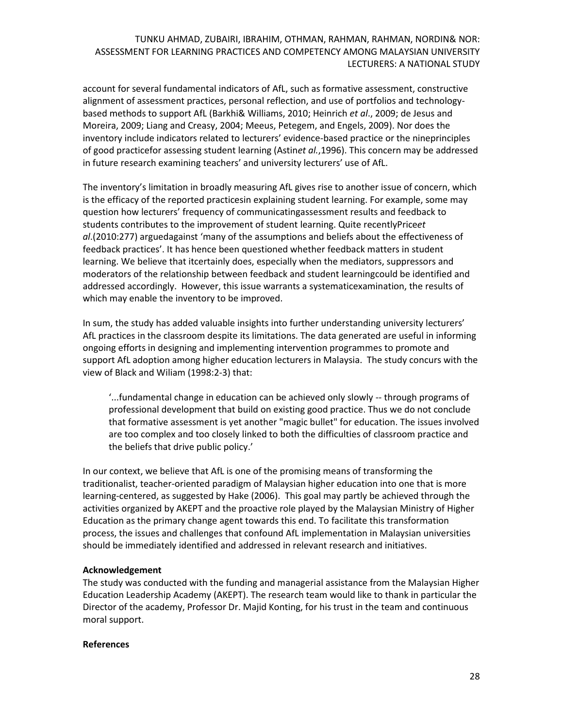account for several fundamental indicators of AfL, such as formative assessment, constructive alignment of assessment practices, personal reflection, and use of portfolios and technology-based methods to support AfL (Barkhi& Williams, 2010; Heinrich *et al*., 2009; de Jesus and Moreira, 2009; Liang and Creasy, 2004; Meeus, Petegem, and Engels, 2009). Nor does the inventory include indicators related to lecturers' evidence-based practice or the nineprinciples of good practicefor assessing student learning (Astin*et al.*,1996). This concern may be addressed in future research examining teachers' and university lecturers' use of AfL.

The inventory's limitation in broadly measuring AfL gives rise to another issue of concern, which is the efficacy of the reported practicesin explaining student learning. For example, some may question how lecturers' frequency of communicatingassessment results and feedback to students contributes to the improvement of student learning. Quite recentlyPrice*et al*.(2010:277) arguedagainst 'many of the assumptions and beliefs about the effectiveness of feedback practices'. It has hence been questioned whether feedback matters in student learning. We believe that itcertainly does, especially when the mediators, suppressors and moderators of the relationship between feedback and student learningcould be identified and addressed accordingly. However, this issue warrants a systematicexamination, the results of which may enable the inventory to be improved.

In sum, the study has added valuable insights into further understanding university lecturers' AfL practices in the classroom despite its limitations. The data generated are useful in informing ongoing efforts in designing and implementing intervention programmes to promote and support AfL adoption among higher education lecturers in Malaysia. The study concurs with the view of Black and Wiliam (1998:2-3) that:

> '...fundamental change in education can be achieved only slowly -- through programs of professional development that build on existing good practice. Thus we do not conclude that formative assessment is yet another "magic bullet" for education. The issues involved are too complex and too closely linked to both the difficulties of classroom practice and the beliefs that drive public policy.'

In our context, we believe that AfL is one of the promising means of transforming the traditionalist, teacher-oriented paradigm of Malaysian higher education into one that is more learning-centered, as suggested by Hake (2006). This goal may partly be achieved through the activities organized by AKEPT and the proactive role played by the Malaysian Ministry of Higher Education as the primary change agent towards this end. To facilitate this transformation process, the issues and challenges that confound AfL implementation in Malaysian universities should be immediately identified and addressed in relevant research and initiatives.

**Acknowledgement**

The study was conducted with the funding and managerial assistance from the Malaysian Higher Education Leadership Academy (AKEPT). The research team would like to thank in particular the Director of the academy, Professor Dr. Majid Konting, for his trust in the team and continuous moral support.

**References**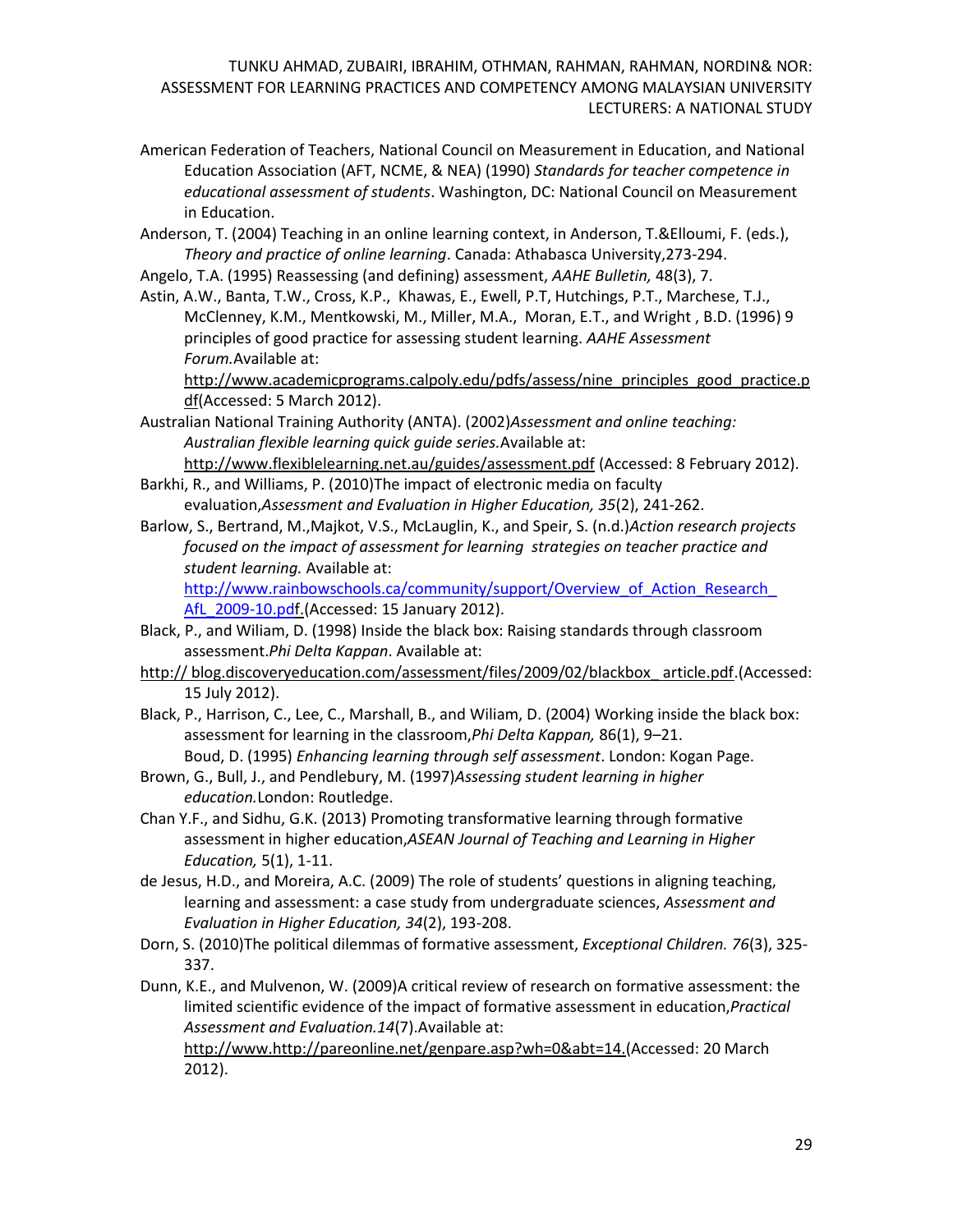American Federation of Teachers, National Council on Measurement in Education, and National Education Association (AFT, NCME, & NEA) (1990) *Standards for teacher competence in educational assessment of students*. Washington, DC: National Council on Measurement in Education.

Anderson, T. (2004) Teaching in an online learning context, in Anderson, T.&Elloumi, F. (eds.), *Theory and practice of online learning*. Canada: Athabasca University,273-294.

Angelo, T.A. (1995) Reassessing (and defining) assessment, *AAHE Bulletin,* 48(3), 7.

Astin, A.W., Banta, T.W., Cross, K.P., Khawas, E., Ewell, P.T, Hutchings, P.T., Marchese, T.J., McClenney, K.M., Mentkowski, M., Miller, M.A., Moran, E.T., and Wright , B.D. (1996) 9 principles of good practice for assessing student learning. *AAHE Assessment Forum.*Available at: http://www.academicprograms.calpoly.edu/pdfs/assess/nine_principles_good_practice.pdf(Accessed: 5 March 2012).

Australian National Training Authority (ANTA). (2002)*Assessment and online teaching: Australian flexible learning quick guide series.*Available at: http://www.flexiblelearning.net.au/guides/assessment.pdf (Accessed: 8 February 2012).

Barkhi, R., and Williams, P. (2010)The impact of electronic media on faculty evaluation,*Assessment and Evaluation in Higher Education, 35*(2), 241-262.

Barlow, S., Bertrand, M.,Majkot, V.S., McLaughlin, K., and Speir, S. (n.d.)*Action research projects focused on the impact of assessment for learning strategies on teacher practice and student learning.* Available at: http://www.rainbowschools.ca/community/support/Overview_of_Action_Research_AfL_2009-10.pdf.(Accessed: 15 January 2012).

Black, P., and Wiliam, D. (1998) Inside the black box: Raising standards through classroom assessment.*Phi Delta Kappan*. Available at:

http:// blog.discoveryeducation.com/assessment/files/2009/02/blackbox_ article.pdf.(Accessed: 15 July 2012).

Black, P., Harrison, C., Lee, C., Marshall, B., and Wiliam, D. (2004) Working inside the black box: assessment for learning in the classroom,*Phi Delta Kappan,* 86(1), 9–21.

Boud, D. (1995) *Enhancing learning through self assessment*. London: Kogan Page.

Brown, G., Bull, J., and Pendlebury, M. (1997)*Assessing student learning in higher education.*London: Routledge.

Chan Y.F., and Sidhu, G.K. (2013) Promoting transformative learning through formative assessment in higher education,*ASEAN Journal of Teaching and Learning in Higher Education,* 5(1), 1-11.

de Jesus, H.D., and Moreira, A.C. (2009) The role of students' questions in aligning teaching, learning and assessment: a case study from undergraduate sciences, *Assessment and Evaluation in Higher Education, 34*(2), 193-208.

Dorn, S. (2010)The political dilemmas of formative assessment, *Exceptional Children. 76*(3), 325-337.

Dunn, K.E., and Mulvenon, W. (2009)A critical review of research on formative assessment: the limited scientific evidence of the impact of formative assessment in education,*Practical Assessment and Evaluation.14*(7).Available at: http://www.http://pareonline.net/genpare.asp?wh=0&abt=14.(Accessed: 20 March 2012).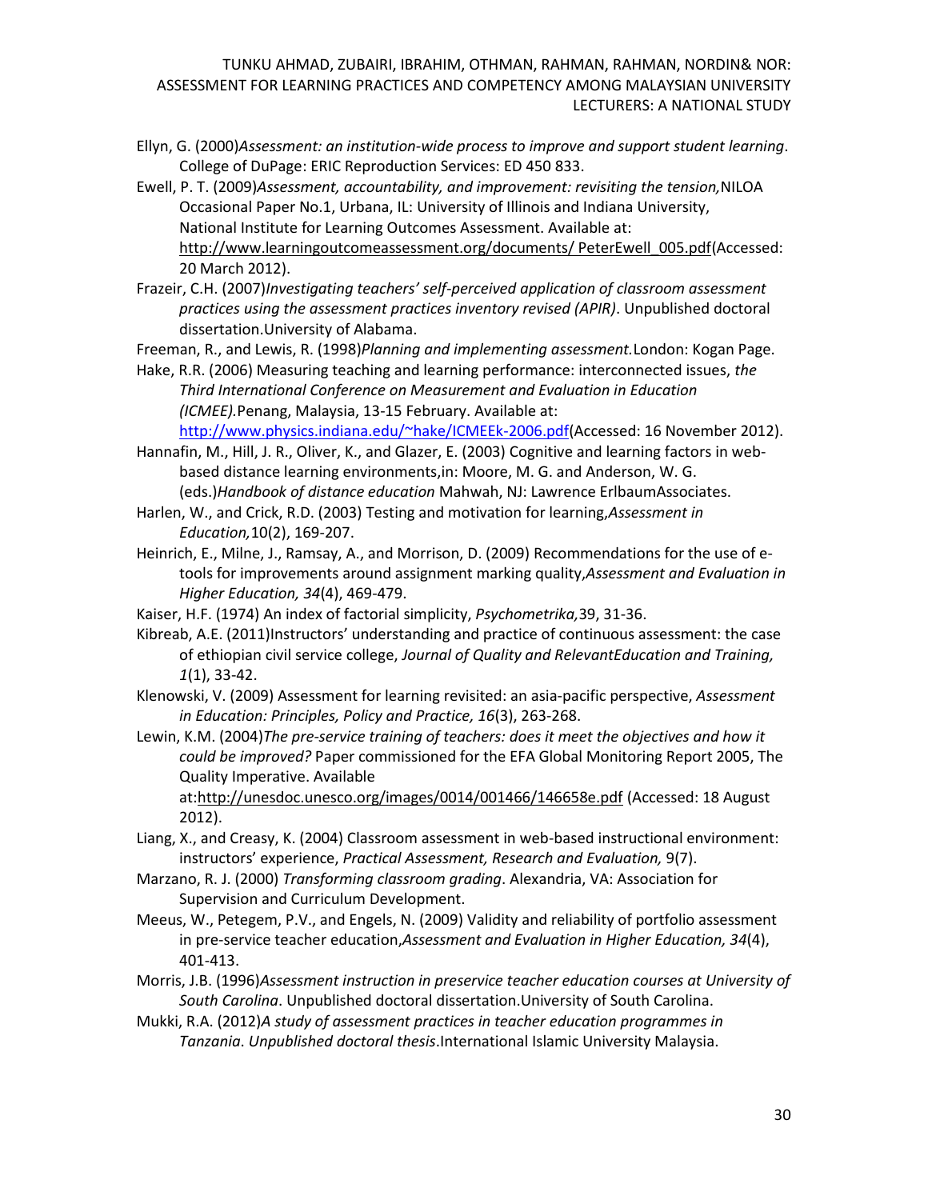Ellyn, G. (2000)*Assessment: an institution-wide process to improve and support student learning*. College of DuPage: ERIC Reproduction Services: ED 450 833.

Ewell, P. T. (2009)*Assessment, accountability, and improvement: revisiting the tension,*NILOA Occasional Paper No.1, Urbana, IL: University of Illinois and Indiana University, National Institute for Learning Outcomes Assessment. Available at: http://www.learningoutcomeassessment.org/documents/ PeterEwell_005.pdf(Accessed: 20 March 2012).

Frazeir, C.H. (2007)*Investigating teachers' self-perceived application of classroom assessment practices using the assessment practices inventory revised (APIR)*. Unpublished doctoral dissertation.University of Alabama.

Freeman, R., and Lewis, R. (1998)*Planning and implementing assessment.*London: Kogan Page.

Hake, R.R. (2006) Measuring teaching and learning performance: interconnected issues, *the Third International Conference on Measurement and Evaluation in Education (ICMEE).*Penang, Malaysia, 13-15 February. Available at: http://www.physics.indiana.edu/~hake/ICMEEk-2006.pdf(Accessed: 16 November 2012).

Hannafin, M., Hill, J. R., Oliver, K., and Glazer, E. (2003) Cognitive and learning factors in web-based distance learning environments,in: Moore, M. G. and Anderson, W. G. (eds.)*Handbook of distance education* Mahwah, NJ: Lawrence ErlbaumAssociates.

Harlen, W., and Crick, R.D. (2003) Testing and motivation for learning,*Assessment in Education,*10(2), 169-207.

Heinrich, E., Milne, J., Ramsay, A., and Morrison, D. (2009) Recommendations for the use of e-tools for improvements around assignment marking quality,*Assessment and Evaluation in Higher Education, 34*(4), 469-479.

Kaiser, H.F. (1974) An index of factorial simplicity, *Psychometrika,*39, 31-36.

Kibreab, A.E. (2011)Instructors' understanding and practice of continuous assessment: the case of ethiopian civil service college, *Journal of Quality and RelevantEducation and Training, 1*(1), 33-42.

Klenowski, V. (2009) Assessment for learning revisited: an asia-pacific perspective, *Assessment in Education: Principles, Policy and Practice, 16*(3), 263-268.

Lewin, K.M. (2004)*The pre-service training of teachers: does it meet the objectives and how it could be improved?* Paper commissioned for the EFA Global Monitoring Report 2005, The Quality Imperative. Available at:http://unesdoc.unesco.org/images/0014/001466/146658e.pdf (Accessed: 18 August 2012).

Liang, X., and Creasy, K. (2004) Classroom assessment in web-based instructional environment: instructors' experience, *Practical Assessment, Research and Evaluation,* 9(7).

Marzano, R. J. (2000) *Transforming classroom grading*. Alexandria, VA: Association for Supervision and Curriculum Development.

Meeus, W., Petegem, P.V., and Engels, N. (2009) Validity and reliability of portfolio assessment in pre-service teacher education,*Assessment and Evaluation in Higher Education, 34*(4), 401-413.

Morris, J.B. (1996)*Assessment instruction in preservice teacher education courses at University of South Carolina*. Unpublished doctoral dissertation.University of South Carolina.

Mukki, R.A. (2012)*A study of assessment practices in teacher education programmes in Tanzania*. *Unpublished doctoral thesis*.International Islamic University Malaysia.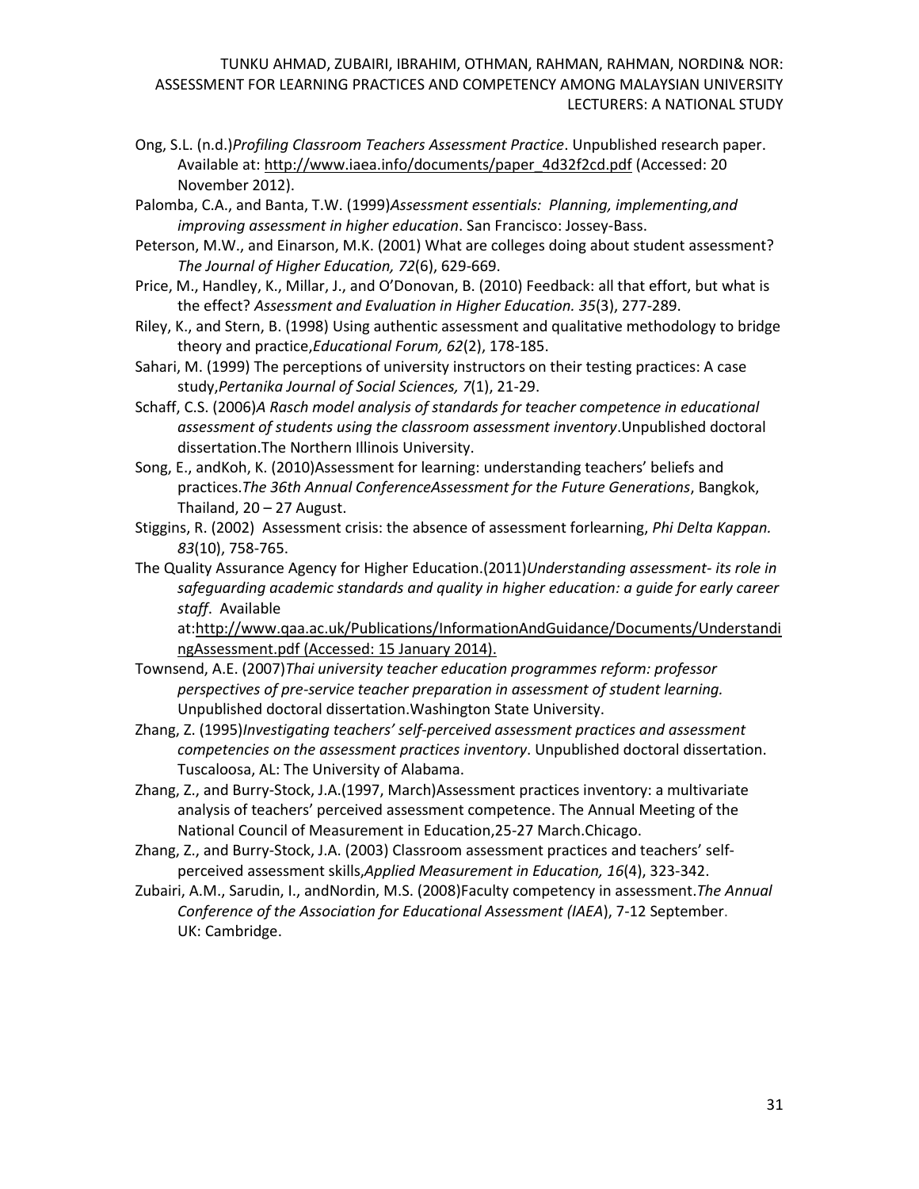Ong, S.L. (n.d.)*Profiling Classroom Teachers Assessment Practice*. Unpublished research paper. Available at: http://www.iaea.info/documents/paper_4d32f2cd.pdf (Accessed: 20 November 2012).

Palomba, C.A., and Banta, T.W. (1999)*Assessment essentials: Planning, implementing,and improving assessment in higher education*. San Francisco: Jossey-Bass.

Peterson, M.W., and Einarson, M.K. (2001) What are colleges doing about student assessment? *The Journal of Higher Education, 72*(6), 629-669.

Price, M., Handley, K., Millar, J., and O'Donovan, B. (2010) Feedback: all that effort, but what is the effect? *Assessment and Evaluation in Higher Education. 35*(3), 277-289.

Riley, K., and Stern, B. (1998) Using authentic assessment and qualitative methodology to bridge theory and practice,*Educational Forum, 62*(2), 178-185.

Sahari, M. (1999) The perceptions of university instructors on their testing practices: A case study,*Pertanika Journal of Social Sciences, 7*(1), 21-29.

Schaff, C.S. (2006)*A Rasch model analysis of standards for teacher competence in educational assessment of students using the classroom assessment inventory*.Unpublished doctoral dissertation.The Northern Illinois University.

Song, E., andKoh, K. (2010)Assessment for learning: understanding teachers' beliefs and practices.*The 36th Annual ConferenceAssessment for the Future Generations*, Bangkok, Thailand, 20 – 27 August.

Stiggins, R. (2002) Assessment crisis: the absence of assessment forlearning, *Phi Delta Kappan. 83*(10), 758-765.

The Quality Assurance Agency for Higher Education.(2011)*Understanding assessment- its role in safeguarding academic standards and quality in higher education: a guide for early career staff*. Available at:http://www.qaa.ac.uk/Publications/InformationAndGuidance/Documents/UnderstandingAssessment.pdf (Accessed: 15 January 2014).

Townsend, A.E. (2007)*Thai university teacher education programmes reform: professor perspectives of pre-service teacher preparation in assessment of student learning.* Unpublished doctoral dissertation.Washington State University.

Zhang, Z. (1995)*Investigating teachers' self-perceived assessment practices and assessment competencies on the assessment practices inventory*. Unpublished doctoral dissertation. Tuscaloosa, AL: The University of Alabama.

Zhang, Z., and Burry-Stock, J.A.(1997, March)Assessment practices inventory: a multivariate analysis of teachers' perceived assessment competence. The Annual Meeting of the National Council of Measurement in Education,25-27 March.Chicago.

Zhang, Z., and Burry-Stock, J.A. (2003) Classroom assessment practices and teachers' self-perceived assessment skills,*Applied Measurement in Education, 16*(4), 323-342.

Zubairi, A.M., Sarudin, I., andNordin, M.S. (2008)Faculty competency in assessment.*The Annual Conference of the Association for Educational Assessment (IAEA*), 7-12 September. UK: Cambridge.